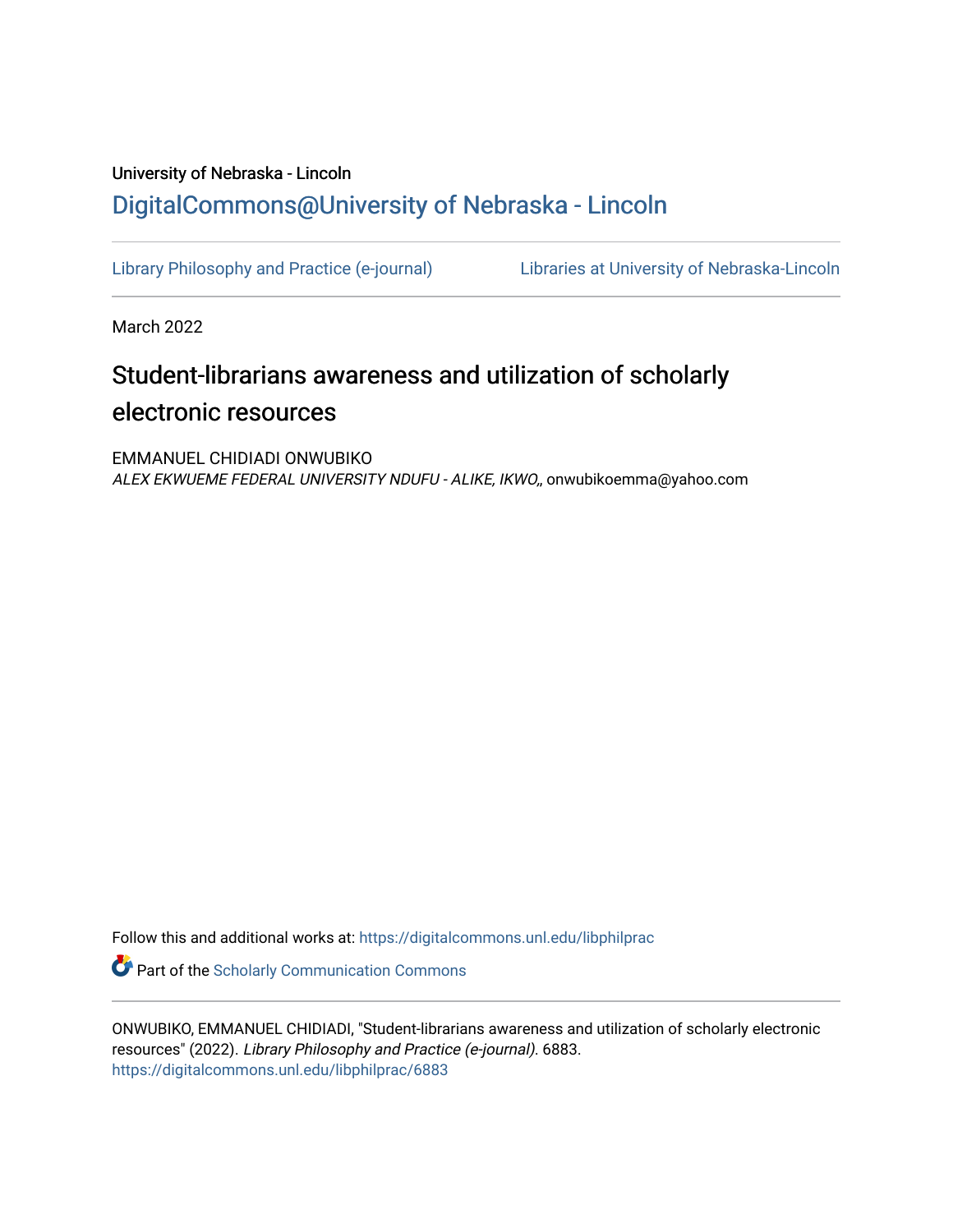University of Nebraska - Lincoln

DigitalCommons@University of Nebraska - Lincoln

Library Philosophy and Practice (e-journal) Libraries at University of Nebraska-Lincoln

March 2022

# Student-librarians awareness and utilization of scholarly electronic resources

EMMANUEL CHIDIADI ONWUBIKO
*ALEX EKWUEME FEDERAL UNIVERSITY NDUFU - ALIKE, IKWO,*, onwubikoemma@yahoo.com

Follow this and additional works at: https://digitalcommons.unl.edu/libphilprac

Part of the Scholarly Communication Commons

ONWUBIKO, EMMANUEL CHIDIADI, "Student-librarians awareness and utilization of scholarly electronic resources" (2022). *Library Philosophy and Practice (e-journal)*. 6883.
https://digitalcommons.unl.edu/libphilprac/6883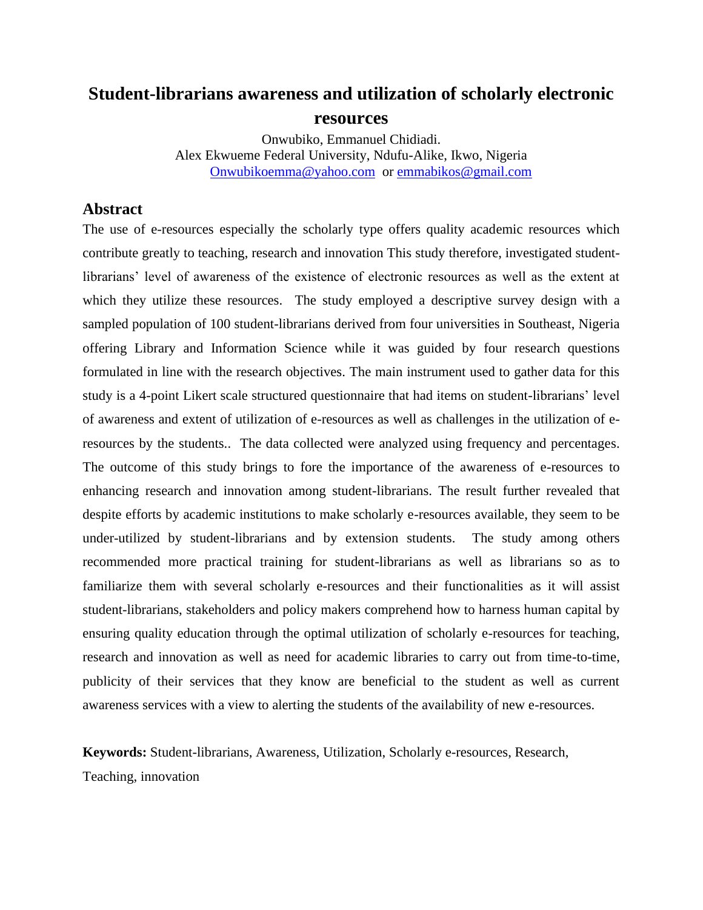# Student-librarians awareness and utilization of scholarly electronic resources

Onwubiko, Emmanuel Chidiadi.
Alex Ekwueme Federal University, Ndufu-Alike, Ikwo, Nigeria
Onwubikoemma@yahoo.com or emmabikos@gmail.com

## Abstract

The use of e-resources especially the scholarly type offers quality academic resources which contribute greatly to teaching, research and innovation This study therefore, investigated student-librarians' level of awareness of the existence of electronic resources as well as the extent at which they utilize these resources. The study employed a descriptive survey design with a sampled population of 100 student-librarians derived from four universities in Southeast, Nigeria offering Library and Information Science while it was guided by four research questions formulated in line with the research objectives. The main instrument used to gather data for this study is a 4-point Likert scale structured questionnaire that had items on student-librarians' level of awareness and extent of utilization of e-resources as well as challenges in the utilization of e-resources by the students.. The data collected were analyzed using frequency and percentages. The outcome of this study brings to fore the importance of the awareness of e-resources to enhancing research and innovation among student-librarians. The result further revealed that despite efforts by academic institutions to make scholarly e-resources available, they seem to be under-utilized by student-librarians and by extension students. The study among others recommended more practical training for student-librarians as well as librarians so as to familiarize them with several scholarly e-resources and their functionalities as it will assist student-librarians, stakeholders and policy makers comprehend how to harness human capital by ensuring quality education through the optimal utilization of scholarly e-resources for teaching, research and innovation as well as need for academic libraries to carry out from time-to-time, publicity of their services that they know are beneficial to the student as well as current awareness services with a view to alerting the students of the availability of new e-resources.

**Keywords:** Student-librarians, Awareness, Utilization, Scholarly e-resources, Research, Teaching, innovation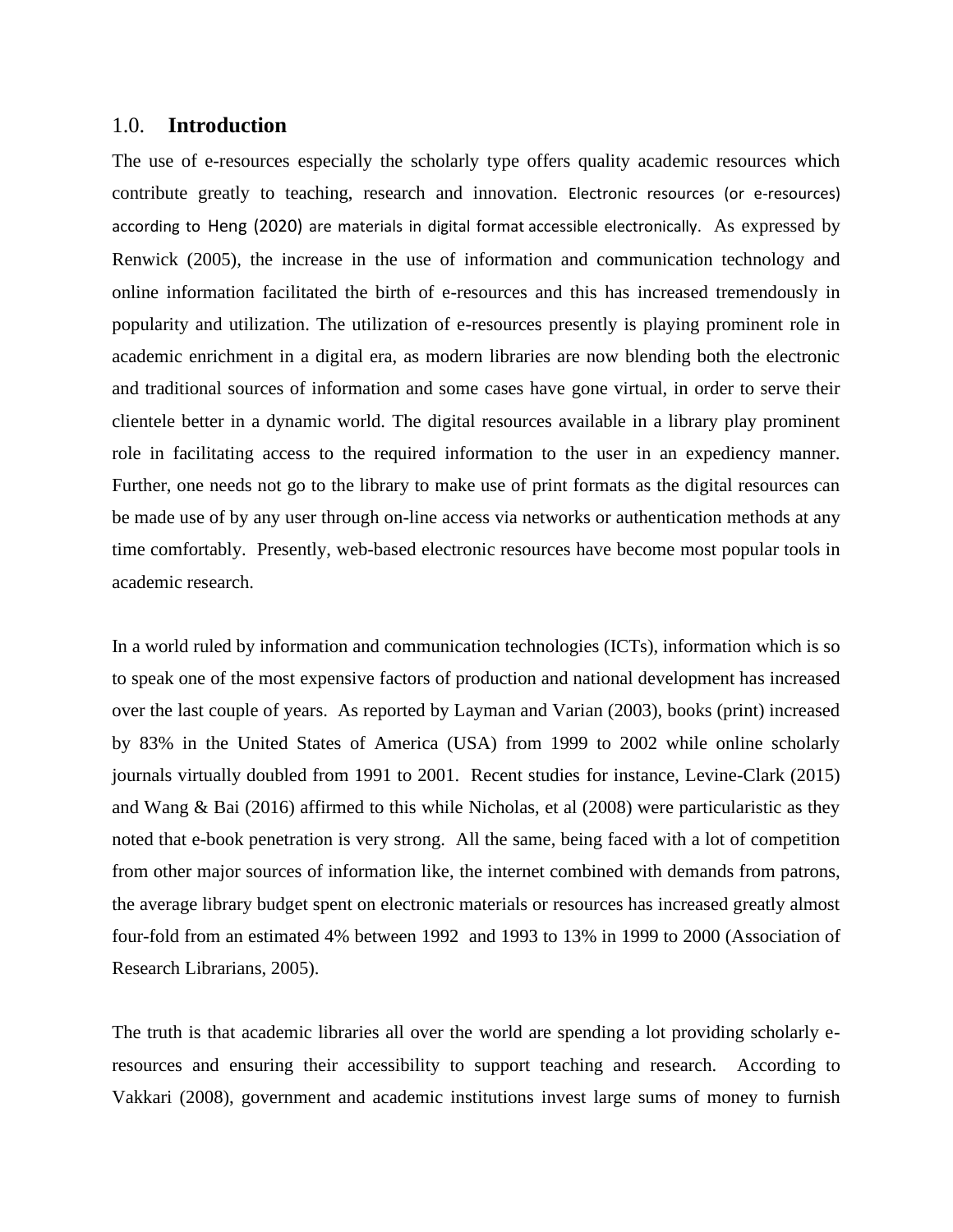## 1.0. Introduction

The use of e-resources especially the scholarly type offers quality academic resources which contribute greatly to teaching, research and innovation. Electronic resources (or e-resources) according to Heng (2020) are materials in digital format accessible electronically. As expressed by Renwick (2005), the increase in the use of information and communication technology and online information facilitated the birth of e-resources and this has increased tremendously in popularity and utilization. The utilization of e-resources presently is playing prominent role in academic enrichment in a digital era, as modern libraries are now blending both the electronic and traditional sources of information and some cases have gone virtual, in order to serve their clientele better in a dynamic world. The digital resources available in a library play prominent role in facilitating access to the required information to the user in an expediency manner. Further, one needs not go to the library to make use of print formats as the digital resources can be made use of by any user through on-line access via networks or authentication methods at any time comfortably. Presently, web-based electronic resources have become most popular tools in academic research.

In a world ruled by information and communication technologies (ICTs), information which is so to speak one of the most expensive factors of production and national development has increased over the last couple of years. As reported by Layman and Varian (2003), books (print) increased by 83% in the United States of America (USA) from 1999 to 2002 while online scholarly journals virtually doubled from 1991 to 2001. Recent studies for instance, Levine-Clark (2015) and Wang & Bai (2016) affirmed to this while Nicholas, et al (2008) were particularistic as they noted that e-book penetration is very strong. All the same, being faced with a lot of competition from other major sources of information like, the internet combined with demands from patrons, the average library budget spent on electronic materials or resources has increased greatly almost four-fold from an estimated 4% between 1992 and 1993 to 13% in 1999 to 2000 (Association of Research Librarians, 2005).

The truth is that academic libraries all over the world are spending a lot providing scholarly e-resources and ensuring their accessibility to support teaching and research. According to Vakkari (2008), government and academic institutions invest large sums of money to furnish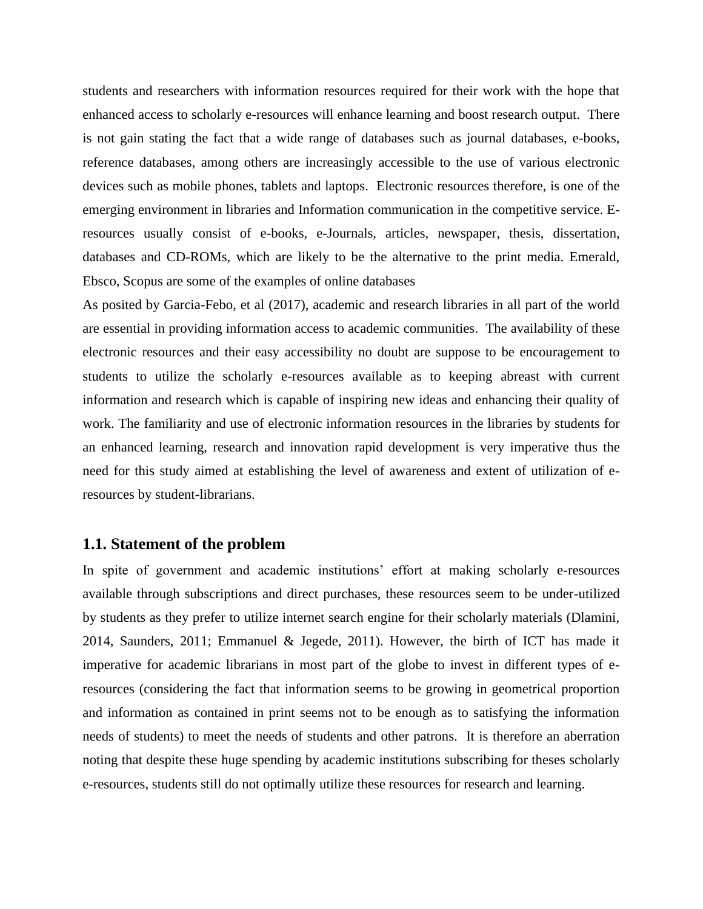students and researchers with information resources required for their work with the hope that enhanced access to scholarly e-resources will enhance learning and boost research output. There is not gain stating the fact that a wide range of databases such as journal databases, e-books, reference databases, among others are increasingly accessible to the use of various electronic devices such as mobile phones, tablets and laptops. Electronic resources therefore, is one of the emerging environment in libraries and Information communication in the competitive service. E-resources usually consist of e-books, e-Journals, articles, newspaper, thesis, dissertation, databases and CD-ROMs, which are likely to be the alternative to the print media. Emerald, Ebsco, Scopus are some of the examples of online databases

As posited by Garcia-Febo, et al (2017), academic and research libraries in all part of the world are essential in providing information access to academic communities. The availability of these electronic resources and their easy accessibility no doubt are suppose to be encouragement to students to utilize the scholarly e-resources available as to keeping abreast with current information and research which is capable of inspiring new ideas and enhancing their quality of work. The familiarity and use of electronic information resources in the libraries by students for an enhanced learning, research and innovation rapid development is very imperative thus the need for this study aimed at establishing the level of awareness and extent of utilization of e-resources by student-librarians.

## 1.1. Statement of the problem

In spite of government and academic institutions' effort at making scholarly e-resources available through subscriptions and direct purchases, these resources seem to be under-utilized by students as they prefer to utilize internet search engine for their scholarly materials (Dlamini, 2014, Saunders, 2011; Emmanuel & Jegede, 2011). However, the birth of ICT has made it imperative for academic librarians in most part of the globe to invest in different types of e-resources (considering the fact that information seems to be growing in geometrical proportion and information as contained in print seems not to be enough as to satisfying the information needs of students) to meet the needs of students and other patrons. It is therefore an aberration noting that despite these huge spending by academic institutions subscribing for theses scholarly e-resources, students still do not optimally utilize these resources for research and learning.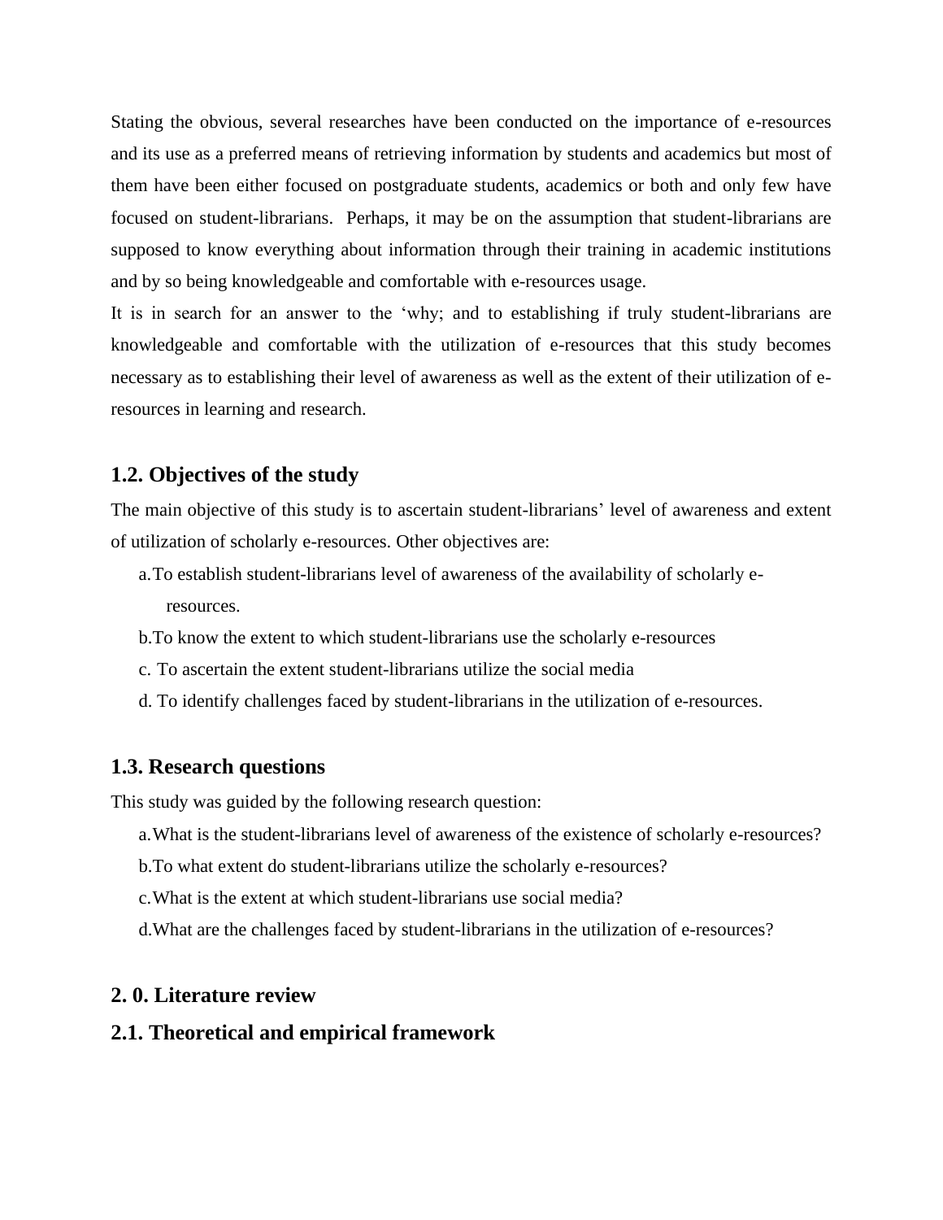Stating the obvious, several researches have been conducted on the importance of e-resources and its use as a preferred means of retrieving information by students and academics but most of them have been either focused on postgraduate students, academics or both and only few have focused on student-librarians. Perhaps, it may be on the assumption that student-librarians are supposed to know everything about information through their training in academic institutions and by so being knowledgeable and comfortable with e-resources usage.

It is in search for an answer to the 'why; and to establishing if truly student-librarians are knowledgeable and comfortable with the utilization of e-resources that this study becomes necessary as to establishing their level of awareness as well as the extent of their utilization of e-resources in learning and research.

## 1.2. Objectives of the study

The main objective of this study is to ascertain student-librarians' level of awareness and extent of utilization of scholarly e-resources. Other objectives are:

a. To establish student-librarians level of awareness of the availability of scholarly e-resources.

b. To know the extent to which student-librarians use the scholarly e-resources

c. To ascertain the extent student-librarians utilize the social media

d. To identify challenges faced by student-librarians in the utilization of e-resources.

## 1.3. Research questions

This study was guided by the following research question:

a. What is the student-librarians level of awareness of the existence of scholarly e-resources?

b. To what extent do student-librarians utilize the scholarly e-resources?

c. What is the extent at which student-librarians use social media?

d. What are the challenges faced by student-librarians in the utilization of e-resources?

## 2. 0. Literature review

## 2.1. Theoretical and empirical framework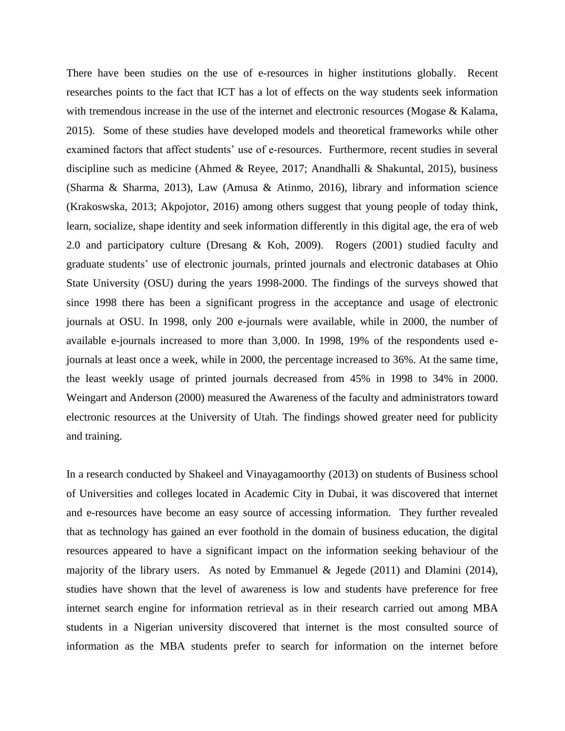There have been studies on the use of e-resources in higher institutions globally. Recent researches points to the fact that ICT has a lot of effects on the way students seek information with tremendous increase in the use of the internet and electronic resources (Mogase & Kalama, 2015). Some of these studies have developed models and theoretical frameworks while other examined factors that affect students' use of e-resources. Furthermore, recent studies in several discipline such as medicine (Ahmed & Reyee, 2017; Anandhalli & Shakuntal, 2015), business (Sharma & Sharma, 2013), Law (Amusa & Atinmo, 2016), library and information science (Krakoswska, 2013; Akpojotor, 2016) among others suggest that young people of today think, learn, socialize, shape identity and seek information differently in this digital age, the era of web 2.0 and participatory culture (Dresang & Koh, 2009). Rogers (2001) studied faculty and graduate students' use of electronic journals, printed journals and electronic databases at Ohio State University (OSU) during the years 1998-2000. The findings of the surveys showed that since 1998 there has been a significant progress in the acceptance and usage of electronic journals at OSU. In 1998, only 200 e-journals were available, while in 2000, the number of available e-journals increased to more than 3,000. In 1998, 19% of the respondents used e-journals at least once a week, while in 2000, the percentage increased to 36%. At the same time, the least weekly usage of printed journals decreased from 45% in 1998 to 34% in 2000. Weingart and Anderson (2000) measured the Awareness of the faculty and administrators toward electronic resources at the University of Utah. The findings showed greater need for publicity and training.

In a research conducted by Shakeel and Vinayagamoorthy (2013) on students of Business school of Universities and colleges located in Academic City in Dubai, it was discovered that internet and e-resources have become an easy source of accessing information. They further revealed that as technology has gained an ever foothold in the domain of business education, the digital resources appeared to have a significant impact on the information seeking behaviour of the majority of the library users. As noted by Emmanuel & Jegede (2011) and Dlamini (2014), studies have shown that the level of awareness is low and students have preference for free internet search engine for information retrieval as in their research carried out among MBA students in a Nigerian university discovered that internet is the most consulted source of information as the MBA students prefer to search for information on the internet before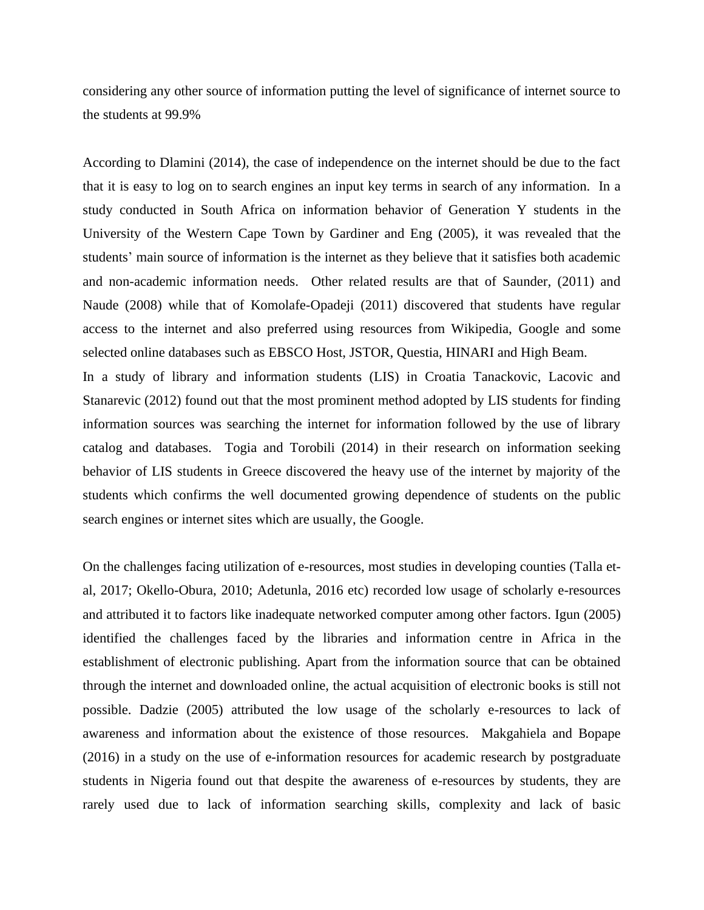considering any other source of information putting the level of significance of internet source to the students at 99.9%

According to Dlamini (2014), the case of independence on the internet should be due to the fact that it is easy to log on to search engines an input key terms in search of any information. In a study conducted in South Africa on information behavior of Generation Y students in the University of the Western Cape Town by Gardiner and Eng (2005), it was revealed that the students' main source of information is the internet as they believe that it satisfies both academic and non-academic information needs. Other related results are that of Saunder, (2011) and Naude (2008) while that of Komolafe-Opadeji (2011) discovered that students have regular access to the internet and also preferred using resources from Wikipedia, Google and some selected online databases such as EBSCO Host, JSTOR, Questia, HINARI and High Beam.
In a study of library and information students (LIS) in Croatia Tanackovic, Lacovic and Stanarevic (2012) found out that the most prominent method adopted by LIS students for finding information sources was searching the internet for information followed by the use of library catalog and databases. Togia and Torobili (2014) in their research on information seeking behavior of LIS students in Greece discovered the heavy use of the internet by majority of the students which confirms the well documented growing dependence of students on the public search engines or internet sites which are usually, the Google.

On the challenges facing utilization of e-resources, most studies in developing counties (Talla et-al, 2017; Okello-Obura, 2010; Adetunla, 2016 etc) recorded low usage of scholarly e-resources and attributed it to factors like inadequate networked computer among other factors. Igun (2005) identified the challenges faced by the libraries and information centre in Africa in the establishment of electronic publishing. Apart from the information source that can be obtained through the internet and downloaded online, the actual acquisition of electronic books is still not possible. Dadzie (2005) attributed the low usage of the scholarly e-resources to lack of awareness and information about the existence of those resources. Makgahiela and Bopape (2016) in a study on the use of e-information resources for academic research by postgraduate students in Nigeria found out that despite the awareness of e-resources by students, they are rarely used due to lack of information searching skills, complexity and lack of basic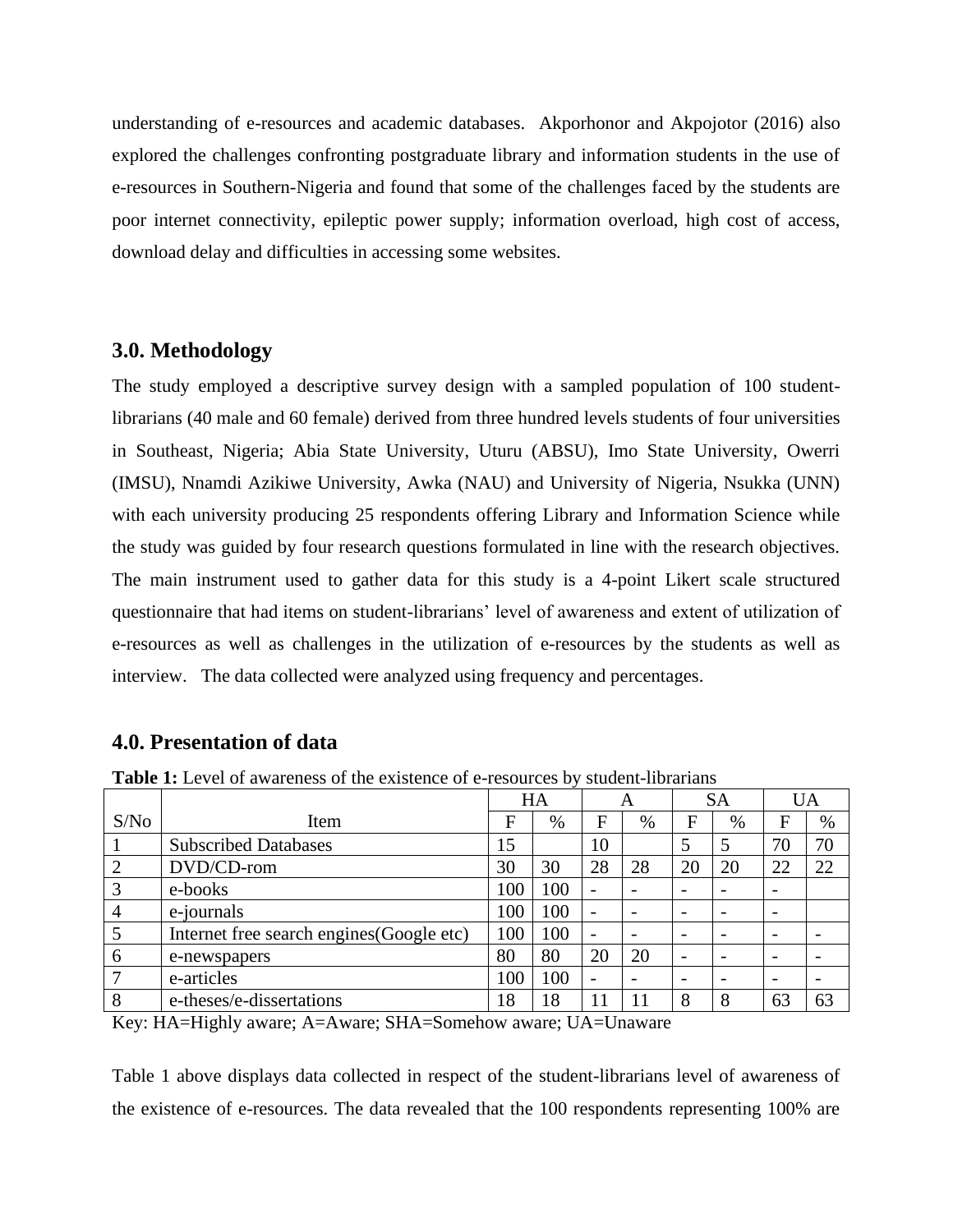understanding of e-resources and academic databases. Akporhonor and Akpojotor (2016) also explored the challenges confronting postgraduate library and information students in the use of e-resources in Southern-Nigeria and found that some of the challenges faced by the students are poor internet connectivity, epileptic power supply; information overload, high cost of access, download delay and difficulties in accessing some websites.

## 3.0. Methodology

The study employed a descriptive survey design with a sampled population of 100 student-librarians (40 male and 60 female) derived from three hundred levels students of four universities in Southeast, Nigeria; Abia State University, Uturu (ABSU), Imo State University, Owerri (IMSU), Nnamdi Azikiwe University, Awka (NAU) and University of Nigeria, Nsukka (UNN) with each university producing 25 respondents offering Library and Information Science while the study was guided by four research questions formulated in line with the research objectives. The main instrument used to gather data for this study is a 4-point Likert scale structured questionnaire that had items on student-librarians' level of awareness and extent of utilization of e-resources as well as challenges in the utilization of e-resources by the students as well as interview. The data collected were analyzed using frequency and percentages.

## 4.0. Presentation of data

**Table 1:** Level of awareness of the existence of e-resources by student-librarians

| S/No | Item | HA | | A | | SA | | UA | |
|---|---|---|---|---|---|---|---|---|---|
| | | F | % | F | % | F | % | F | % |
| 1 | Subscribed Databases | 15 | | 10 | | 5 | 5 | 70 | 70 |
| 2 | DVD/CD-rom | 30 | 30 | 28 | 28 | 20 | 20 | 22 | 22 |
| 3 | e-books | 100 | 100 | - | - | - | - | - | |
| 4 | e-journals | 100 | 100 | - | - | - | - | - | |
| 5 | Internet free search engines(Google etc) | 100 | 100 | - | - | - | - | - | - |
| 6 | e-newspapers | 80 | 80 | 20 | 20 | - | - | - | - |
| 7 | e-articles | 100 | 100 | - | - | - | - | - | - |
| 8 | e-theses/e-dissertations | 18 | 18 | 11 | 11 | 8 | 8 | 63 | 63 |

Key: HA=Highly aware; A=Aware; SHA=Somehow aware; UA=Unaware

Table 1 above displays data collected in respect of the student-librarians level of awareness of the existence of e-resources. The data revealed that the 100 respondents representing 100% are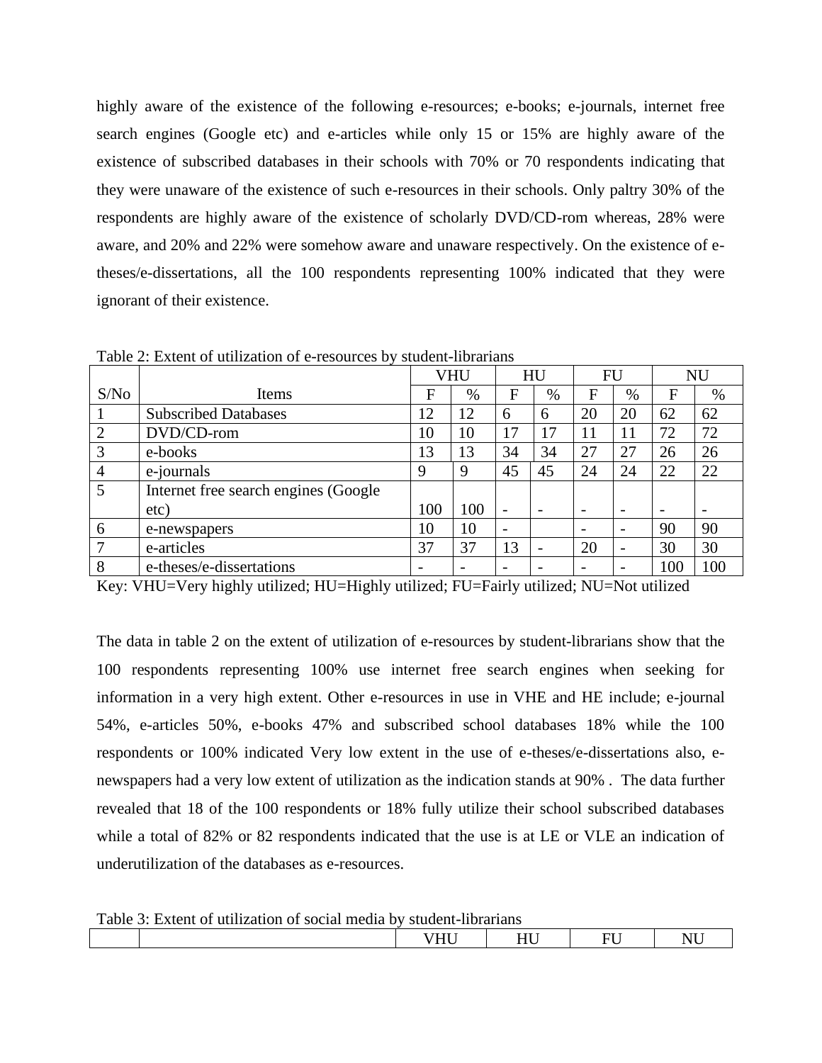highly aware of the existence of the following e-resources; e-books; e-journals, internet free search engines (Google etc) and e-articles while only 15 or 15% are highly aware of the existence of subscribed databases in their schools with 70% or 70 respondents indicating that they were unaware of the existence of such e-resources in their schools. Only paltry 30% of the respondents are highly aware of the existence of scholarly DVD/CD-rom whereas, 28% were aware, and 20% and 22% were somehow aware and unaware respectively. On the existence of e-theses/e-dissertations, all the 100 respondents representing 100% indicated that they were ignorant of their existence.

Table 2: Extent of utilization of e-resources by student-librarians

| | | VHU | | HU | | FU | | NU | |
|---|---|---|---|---|---|---|---|---|---|
| S/No | Items | F | % | F | % | F | % | F | % |
| 1 | Subscribed Databases | 12 | 12 | 6 | 6 | 20 | 20 | 62 | 62 |
| 2 | DVD/CD-rom | 10 | 10 | 17 | 17 | 11 | 11 | 72 | 72 |
| 3 | e-books | 13 | 13 | 34 | 34 | 27 | 27 | 26 | 26 |
| 4 | e-journals | 9 | 9 | 45 | 45 | 24 | 24 | 22 | 22 |
| 5 | Internet free search engines (Google etc) | 100 | 100 | - | - | - | - | - | - |
| 6 | e-newspapers | 10 | 10 | - | | - | - | 90 | 90 |
| 7 | e-articles | 37 | 37 | 13 | - | 20 | - | 30 | 30 |
| 8 | e-theses/e-dissertations | - | - | - | - | - | - | 100 | 100 |

Key: VHU=Very highly utilized; HU=Highly utilized; FU=Fairly utilized; NU=Not utilized

The data in table 2 on the extent of utilization of e-resources by student-librarians show that the 100 respondents representing 100% use internet free search engines when seeking for information in a very high extent. Other e-resources in use in VHE and HE include; e-journal 54%, e-articles 50%, e-books 47% and subscribed school databases 18% while the 100 respondents or 100% indicated Very low extent in the use of e-theses/e-dissertations also, e-newspapers had a very low extent of utilization as the indication stands at 90% . The data further revealed that 18 of the 100 respondents or 18% fully utilize their school subscribed databases while a total of 82% or 82 respondents indicated that the use is at LE or VLE an indication of underutilization of the databases as e-resources.

Table 3: Extent of utilization of social media by student-librarians

| | | VHU | HU | FU | NU |
|---|---|---|---|---|---|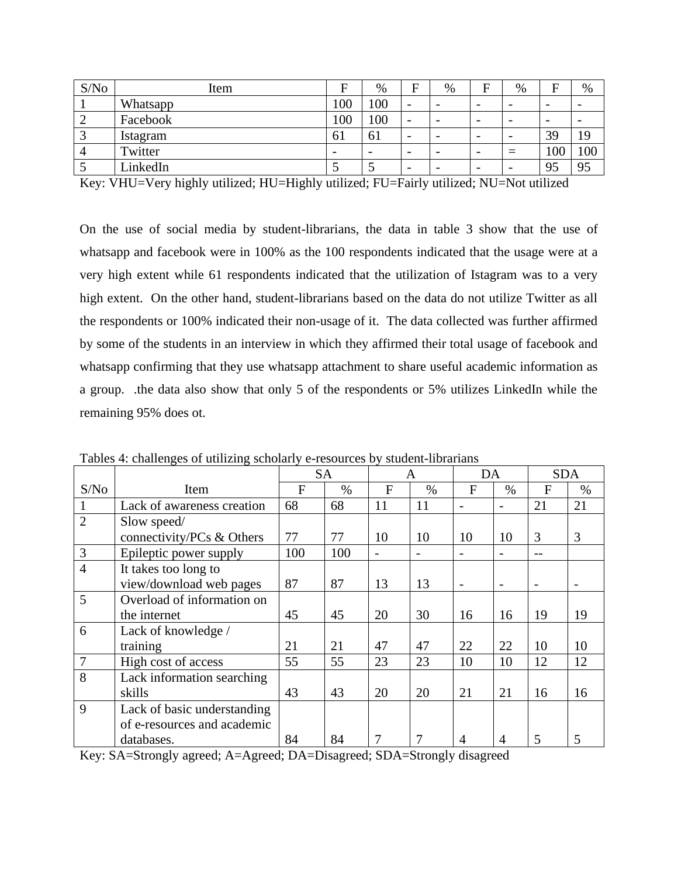| S/No | Item | F | % | F | % | F | % | F | % |
|---|---|---|---|---|---|---|---|---|---|
| 1 | Whatsapp | 100 | 100 | - | - | - | - | - | - |
| 2 | Facebook | 100 | 100 | - | - | - | - | - | - |
| 3 | Istagram | 61 | 61 | - | - | - | - | 39 | 19 |
| 4 | Twitter | - | - | - | - | - | = | 100 | 100 |
| 5 | LinkedIn | 5 | 5 | - | - | - | - | 95 | 95 |

Key: VHU=Very highly utilized; HU=Highly utilized; FU=Fairly utilized; NU=Not utilized

On the use of social media by student-librarians, the data in table 3 show that the use of whatsapp and facebook were in 100% as the 100 respondents indicated that the usage were at a very high extent while 61 respondents indicated that the utilization of Istagram was to a very high extent. On the other hand, student-librarians based on the data do not utilize Twitter as all the respondents or 100% indicated their non-usage of it. The data collected was further affirmed by some of the students in an interview in which they affirmed their total usage of facebook and whatsapp confirming that they use whatsapp attachment to share useful academic information as a group. .the data also show that only 5 of the respondents or 5% utilizes LinkedIn while the remaining 95% does ot.

Tables 4: challenges of utilizing scholarly e-resources by student-librarians

| S/No | Item | SA | | A | | DA | | SDA | |
|---|---|---|---|---|---|---|---|---|---|
| | | F | % | F | % | F | % | F | % |
| 1 | Lack of awareness creation | 68 | 68 | 11 | 11 | - | - | 21 | 21 |
| 2 | Slow speed/ connectivity/PCs & Others | 77 | 77 | 10 | 10 | 10 | 10 | 3 | 3 |
| 3 | Epileptic power supply | 100 | 100 | - | - | - | - | -- | |
| 4 | It takes too long to view/download web pages | 87 | 87 | 13 | 13 | - | - | - | - |
| 5 | Overload of information on the internet | 45 | 45 | 20 | 30 | 16 | 16 | 19 | 19 |
| 6 | Lack of knowledge / training | 21 | 21 | 47 | 47 | 22 | 22 | 10 | 10 |
| 7 | High cost of access | 55 | 55 | 23 | 23 | 10 | 10 | 12 | 12 |
| 8 | Lack information searching skills | 43 | 43 | 20 | 20 | 21 | 21 | 16 | 16 |
| 9 | Lack of basic understanding of e-resources and academic databases. | 84 | 84 | 7 | 7 | 4 | 4 | 5 | 5 |

Key: SA=Strongly agreed; A=Agreed; DA=Disagreed; SDA=Strongly disagreed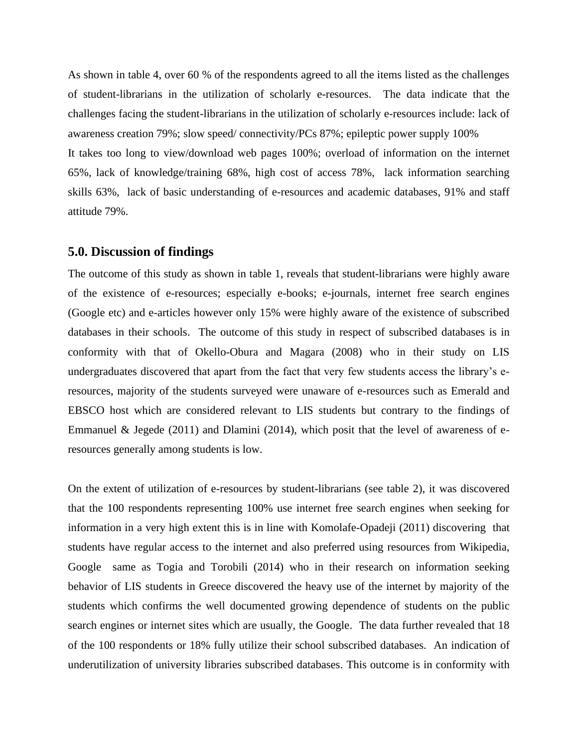As shown in table 4, over 60 % of the respondents agreed to all the items listed as the challenges of student-librarians in the utilization of scholarly e-resources. The data indicate that the challenges facing the student-librarians in the utilization of scholarly e-resources include: lack of awareness creation 79%; slow speed/ connectivity/PCs 87%; epileptic power supply 100%
It takes too long to view/download web pages 100%; overload of information on the internet 65%, lack of knowledge/training 68%, high cost of access 78%, lack information searching skills 63%, lack of basic understanding of e-resources and academic databases, 91% and staff attitude 79%.

## 5.0. Discussion of findings

The outcome of this study as shown in table 1, reveals that student-librarians were highly aware of the existence of e-resources; especially e-books; e-journals, internet free search engines (Google etc) and e-articles however only 15% were highly aware of the existence of subscribed databases in their schools. The outcome of this study in respect of subscribed databases is in conformity with that of Okello-Obura and Magara (2008) who in their study on LIS undergraduates discovered that apart from the fact that very few students access the library's e-resources, majority of the students surveyed were unaware of e-resources such as Emerald and EBSCO host which are considered relevant to LIS students but contrary to the findings of Emmanuel & Jegede (2011) and Dlamini (2014), which posit that the level of awareness of e-resources generally among students is low.

On the extent of utilization of e-resources by student-librarians (see table 2), it was discovered that the 100 respondents representing 100% use internet free search engines when seeking for information in a very high extent this is in line with Komolafe-Opadeji (2011) discovering that students have regular access to the internet and also preferred using resources from Wikipedia, Google same as Togia and Torobili (2014) who in their research on information seeking behavior of LIS students in Greece discovered the heavy use of the internet by majority of the students which confirms the well documented growing dependence of students on the public search engines or internet sites which are usually, the Google. The data further revealed that 18 of the 100 respondents or 18% fully utilize their school subscribed databases. An indication of underutilization of university libraries subscribed databases. This outcome is in conformity with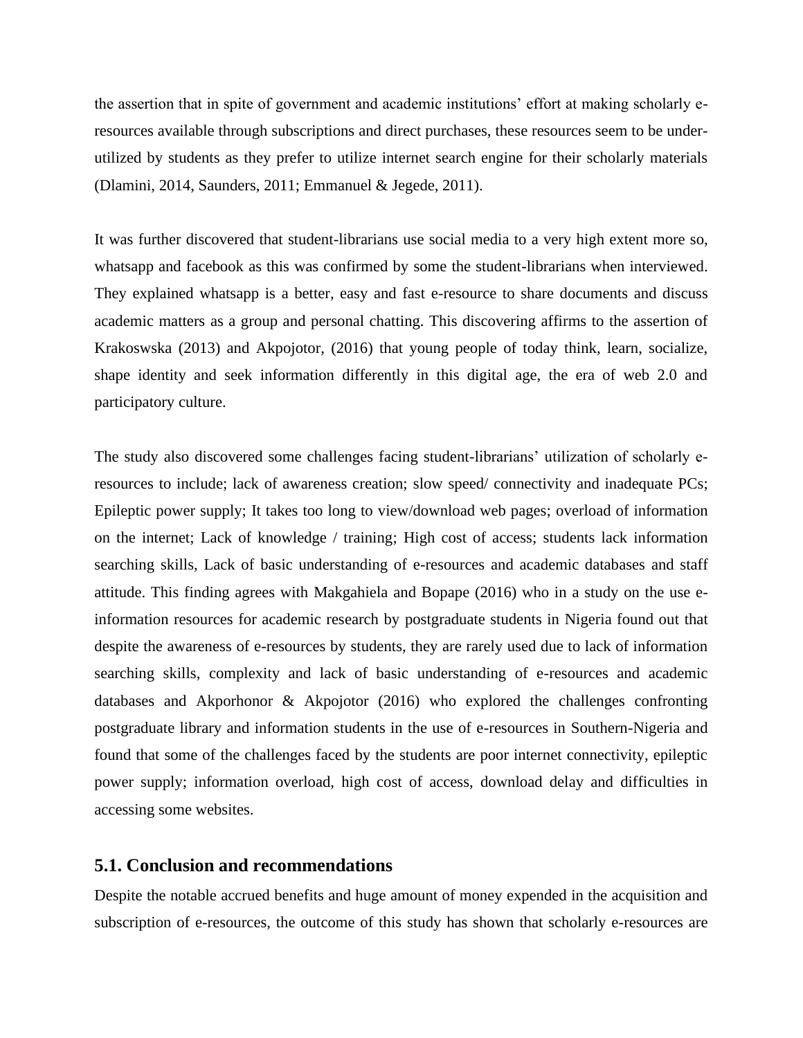the assertion that in spite of government and academic institutions' effort at making scholarly e-resources available through subscriptions and direct purchases, these resources seem to be under-utilized by students as they prefer to utilize internet search engine for their scholarly materials (Dlamini, 2014, Saunders, 2011; Emmanuel & Jegede, 2011).

It was further discovered that student-librarians use social media to a very high extent more so, whatsapp and facebook as this was confirmed by some the student-librarians when interviewed. They explained whatsapp is a better, easy and fast e-resource to share documents and discuss academic matters as a group and personal chatting. This discovering affirms to the assertion of Krakoswska (2013) and Akpojotor, (2016) that young people of today think, learn, socialize, shape identity and seek information differently in this digital age, the era of web 2.0 and participatory culture.

The study also discovered some challenges facing student-librarians' utilization of scholarly e-resources to include; lack of awareness creation; slow speed/ connectivity and inadequate PCs; Epileptic power supply; It takes too long to view/download web pages; overload of information on the internet; Lack of knowledge / training; High cost of access; students lack information searching skills, Lack of basic understanding of e-resources and academic databases and staff attitude. This finding agrees with Makgahiela and Bopape (2016) who in a study on the use e-information resources for academic research by postgraduate students in Nigeria found out that despite the awareness of e-resources by students, they are rarely used due to lack of information searching skills, complexity and lack of basic understanding of e-resources and academic databases and Akporhonor & Akpojotor (2016) who explored the challenges confronting postgraduate library and information students in the use of e-resources in Southern-Nigeria and found that some of the challenges faced by the students are poor internet connectivity, epileptic power supply; information overload, high cost of access, download delay and difficulties in accessing some websites.

## 5.1. Conclusion and recommendations

Despite the notable accrued benefits and huge amount of money expended in the acquisition and subscription of e-resources, the outcome of this study has shown that scholarly e-resources are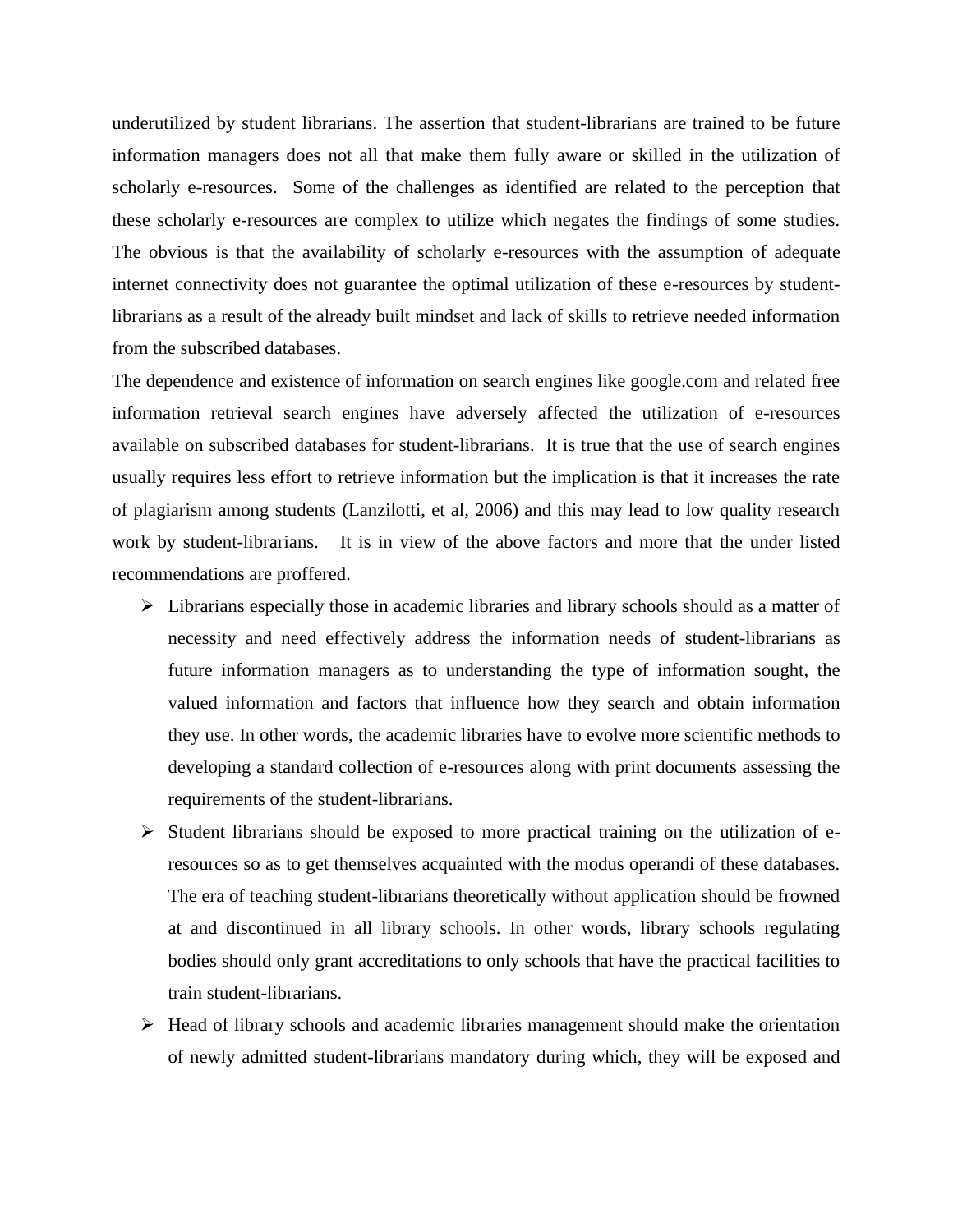underutilized by student librarians. The assertion that student-librarians are trained to be future information managers does not all that make them fully aware or skilled in the utilization of scholarly e-resources. Some of the challenges as identified are related to the perception that these scholarly e-resources are complex to utilize which negates the findings of some studies. The obvious is that the availability of scholarly e-resources with the assumption of adequate internet connectivity does not guarantee the optimal utilization of these e-resources by student-librarians as a result of the already built mindset and lack of skills to retrieve needed information from the subscribed databases.

The dependence and existence of information on search engines like google.com and related free information retrieval search engines have adversely affected the utilization of e-resources available on subscribed databases for student-librarians. It is true that the use of search engines usually requires less effort to retrieve information but the implication is that it increases the rate of plagiarism among students (Lanzilotti, et al, 2006) and this may lead to low quality research work by student-librarians. It is in view of the above factors and more that the under listed recommendations are proffered.

- Librarians especially those in academic libraries and library schools should as a matter of necessity and need effectively address the information needs of student-librarians as future information managers as to understanding the type of information sought, the valued information and factors that influence how they search and obtain information they use. In other words, the academic libraries have to evolve more scientific methods to developing a standard collection of e-resources along with print documents assessing the requirements of the student-librarians.
- Student librarians should be exposed to more practical training on the utilization of e-resources so as to get themselves acquainted with the modus operandi of these databases. The era of teaching student-librarians theoretically without application should be frowned at and discontinued in all library schools. In other words, library schools regulating bodies should only grant accreditations to only schools that have the practical facilities to train student-librarians.
- Head of library schools and academic libraries management should make the orientation of newly admitted student-librarians mandatory during which, they will be exposed and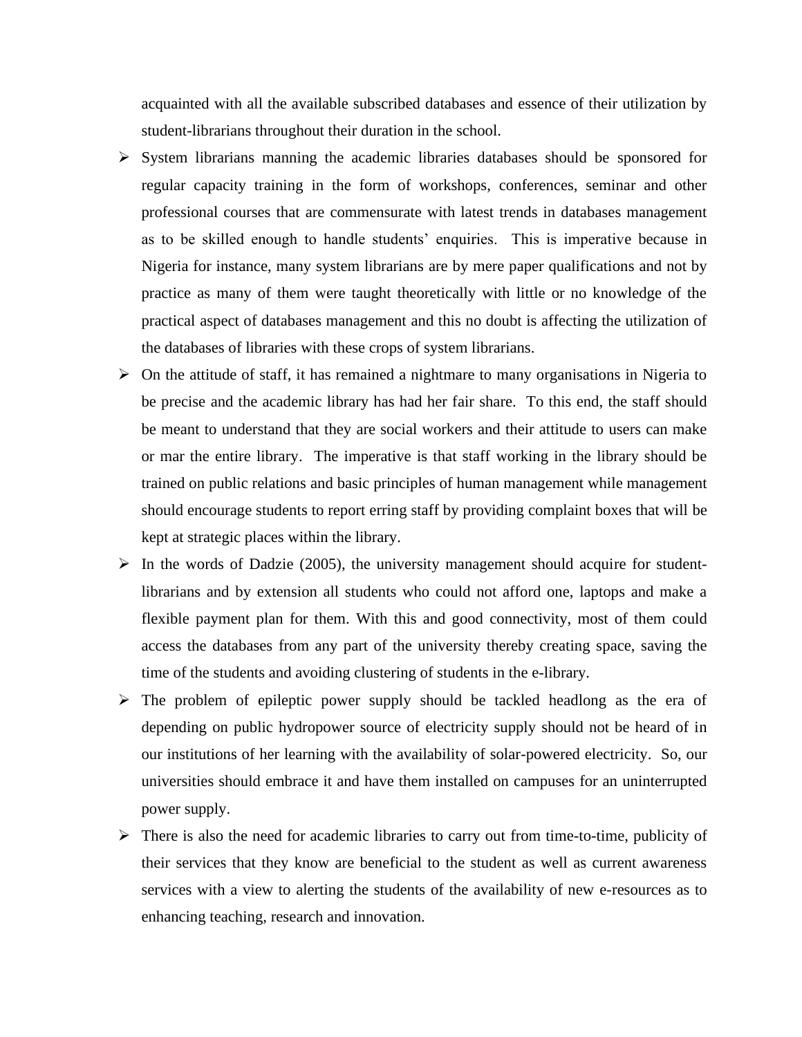acquainted with all the available subscribed databases and essence of their utilization by student-librarians throughout their duration in the school.

- System librarians manning the academic libraries databases should be sponsored for regular capacity training in the form of workshops, conferences, seminar and other professional courses that are commensurate with latest trends in databases management as to be skilled enough to handle students' enquiries. This is imperative because in Nigeria for instance, many system librarians are by mere paper qualifications and not by practice as many of them were taught theoretically with little or no knowledge of the practical aspect of databases management and this no doubt is affecting the utilization of the databases of libraries with these crops of system librarians.
- On the attitude of staff, it has remained a nightmare to many organisations in Nigeria to be precise and the academic library has had her fair share. To this end, the staff should be meant to understand that they are social workers and their attitude to users can make or mar the entire library. The imperative is that staff working in the library should be trained on public relations and basic principles of human management while management should encourage students to report erring staff by providing complaint boxes that will be kept at strategic places within the library.
- In the words of Dadzie (2005), the university management should acquire for student-librarians and by extension all students who could not afford one, laptops and make a flexible payment plan for them. With this and good connectivity, most of them could access the databases from any part of the university thereby creating space, saving the time of the students and avoiding clustering of students in the e-library.
- The problem of epileptic power supply should be tackled headlong as the era of depending on public hydropower source of electricity supply should not be heard of in our institutions of her learning with the availability of solar-powered electricity. So, our universities should embrace it and have them installed on campuses for an uninterrupted power supply.
- There is also the need for academic libraries to carry out from time-to-time, publicity of their services that they know are beneficial to the student as well as current awareness services with a view to alerting the students of the availability of new e-resources as to enhancing teaching, research and innovation.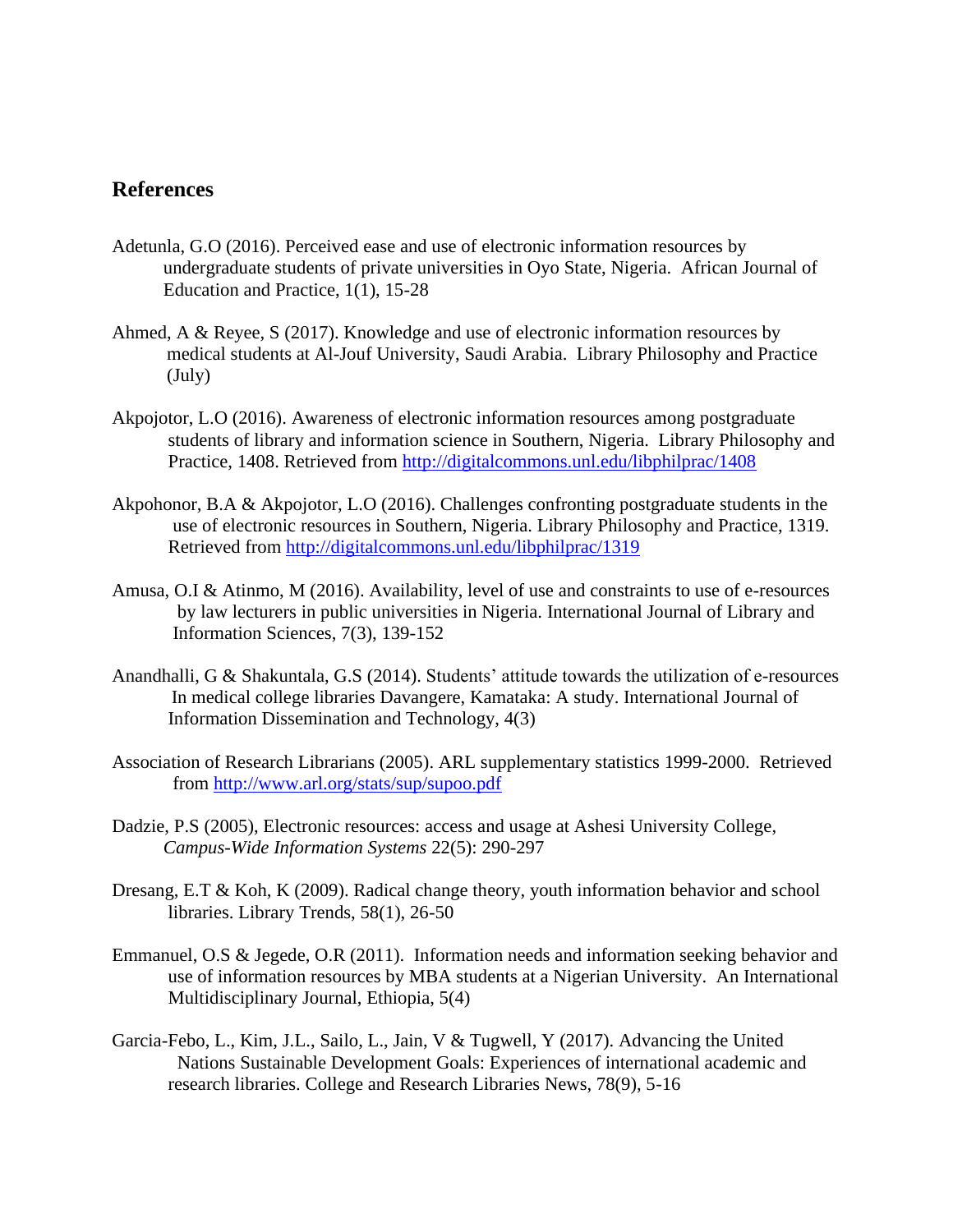## References

Adetunla, G.O (2016). Perceived ease and use of electronic information resources by undergraduate students of private universities in Oyo State, Nigeria. African Journal of Education and Practice, 1(1), 15-28

Ahmed, A & Reyee, S (2017). Knowledge and use of electronic information resources by medical students at Al-Jouf University, Saudi Arabia. Library Philosophy and Practice (July)

Akpojotor, L.O (2016). Awareness of electronic information resources among postgraduate students of library and information science in Southern, Nigeria. Library Philosophy and Practice, 1408. Retrieved from http://digitalcommons.unl.edu/libphilprac/1408

Akpohonor, B.A & Akpojotor, L.O (2016). Challenges confronting postgraduate students in the use of electronic resources in Southern, Nigeria. Library Philosophy and Practice, 1319. Retrieved from http://digitalcommons.unl.edu/libphilprac/1319

Amusa, O.I & Atinmo, M (2016). Availability, level of use and constraints to use of e-resources by law lecturers in public universities in Nigeria. International Journal of Library and Information Sciences, 7(3), 139-152

Anandhalli, G & Shakuntala, G.S (2014). Students' attitude towards the utilization of e-resources In medical college libraries Davangere, Kamataka: A study. International Journal of Information Dissemination and Technology, 4(3)

Association of Research Librarians (2005). ARL supplementary statistics 1999-2000. Retrieved from http://www.arl.org/stats/sup/supoo.pdf

Dadzie, P.S (2005), Electronic resources: access and usage at Ashesi University College, *Campus-Wide Information Systems* 22(5): 290-297

Dresang, E.T & Koh, K (2009). Radical change theory, youth information behavior and school libraries. Library Trends, 58(1), 26-50

Emmanuel, O.S & Jegede, O.R (2011). Information needs and information seeking behavior and use of information resources by MBA students at a Nigerian University. An International Multidisciplinary Journal, Ethiopia, 5(4)

Garcia-Febo, L., Kim, J.L., Sailo, L., Jain, V & Tugwell, Y (2017). Advancing the United Nations Sustainable Development Goals: Experiences of international academic and research libraries. College and Research Libraries News, 78(9), 5-16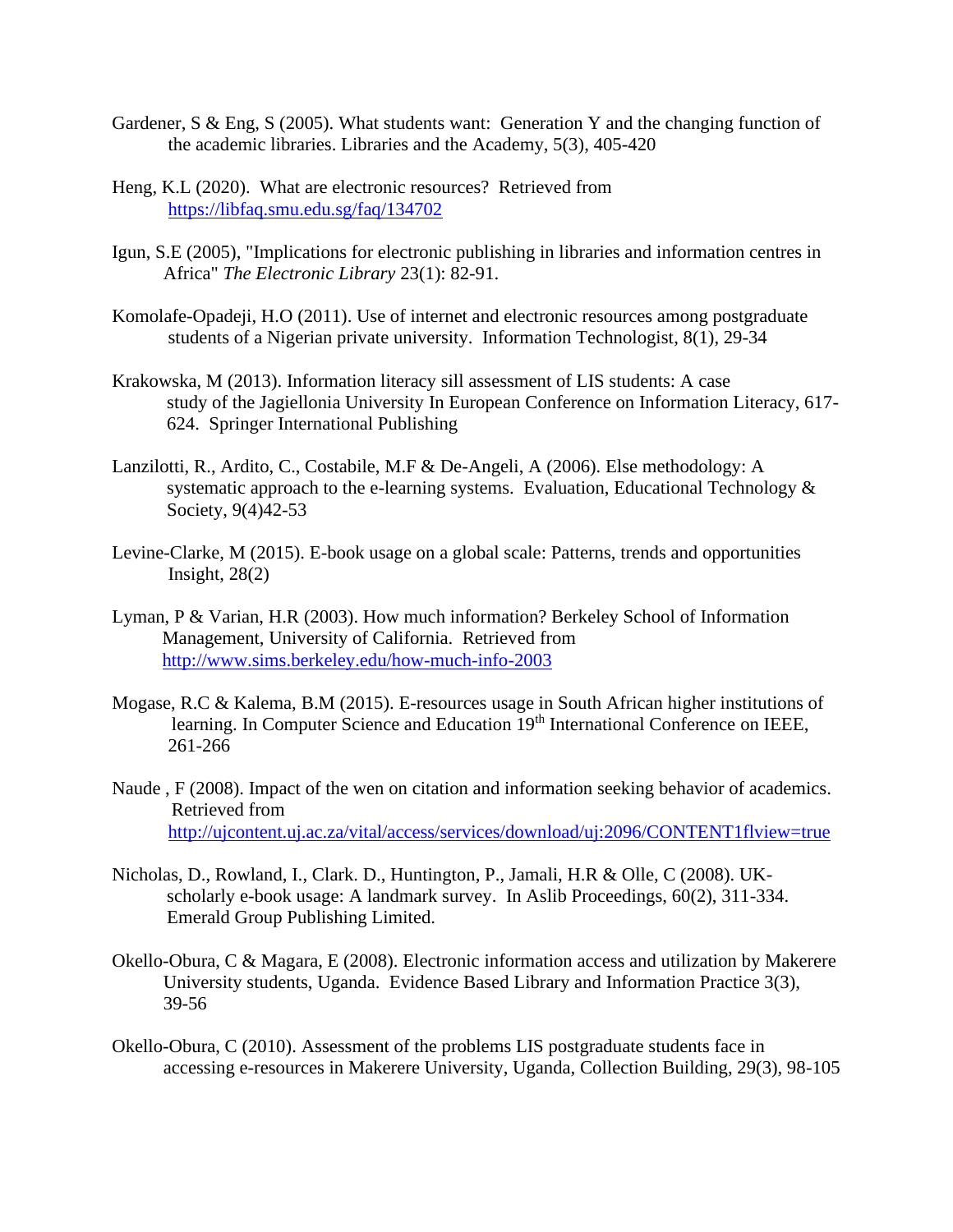Gardener, S & Eng, S (2005). What students want: Generation Y and the changing function of the academic libraries. Libraries and the Academy, 5(3), 405-420

Heng, K.L (2020). What are electronic resources? Retrieved from https://libfaq.smu.edu.sg/faq/134702

Igun, S.E (2005), "Implications for electronic publishing in libraries and information centres in Africa" *The Electronic Library* 23(1): 82-91.

Komolafe-Opadeji, H.O (2011). Use of internet and electronic resources among postgraduate students of a Nigerian private university. Information Technologist, 8(1), 29-34

Krakowska, M (2013). Information literacy sill assessment of LIS students: A case study of the Jagiellonia University In European Conference on Information Literacy, 617-624. Springer International Publishing

Lanzilotti, R., Ardito, C., Costabile, M.F & De-Angeli, A (2006). Else methodology: A systematic approach to the e-learning systems. Evaluation, Educational Technology & Society, 9(4)42-53

Levine-Clarke, M (2015). E-book usage on a global scale: Patterns, trends and opportunities Insight, 28(2)

Lyman, P & Varian, H.R (2003). How much information? Berkeley School of Information Management, University of California. Retrieved from http://www.sims.berkeley.edu/how-much-info-2003

Mogase, R.C & Kalema, B.M (2015). E-resources usage in South African higher institutions of learning. In Computer Science and Education 19th International Conference on IEEE, 261-266

Naude , F (2008). Impact of the wen on citation and information seeking behavior of academics. Retrieved from http://ujcontent.uj.ac.za/vital/access/services/download/uj:2096/CONTENT1flview=true

Nicholas, D., Rowland, I., Clark. D., Huntington, P., Jamali, H.R & Olle, C (2008). UK-scholarly e-book usage: A landmark survey. In Aslib Proceedings, 60(2), 311-334. Emerald Group Publishing Limited.

Okello-Obura, C & Magara, E (2008). Electronic information access and utilization by Makerere University students, Uganda. Evidence Based Library and Information Practice 3(3), 39-56

Okello-Obura, C (2010). Assessment of the problems LIS postgraduate students face in accessing e-resources in Makerere University, Uganda, Collection Building, 29(3), 98-105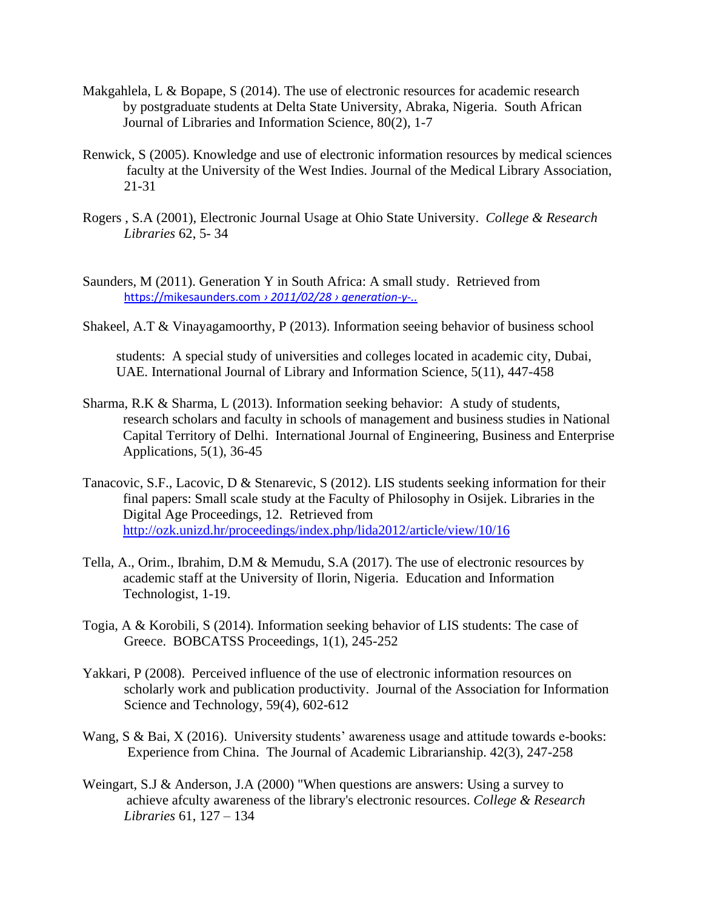Makgahlela, L & Bopape, S (2014). The use of electronic resources for academic research by postgraduate students at Delta State University, Abraka, Nigeria. South African Journal of Libraries and Information Science, 80(2), 1-7

Renwick, S (2005). Knowledge and use of electronic information resources by medical sciences faculty at the University of the West Indies. Journal of the Medical Library Association, 21-31

Rogers , S.A (2001), Electronic Journal Usage at Ohio State University. *College & Research Libraries* 62, 5- 34

Saunders, M (2011). Generation Y in South Africa: A small study. Retrieved from https://mikesaunders.com › *2011/02/28 › generation-y-..*

Shakeel, A.T & Vinayagamoorthy, P (2013). Information seeing behavior of business school students: A special study of universities and colleges located in academic city, Dubai, UAE. International Journal of Library and Information Science, 5(11), 447-458

Sharma, R.K & Sharma, L (2013). Information seeking behavior: A study of students, research scholars and faculty in schools of management and business studies in National Capital Territory of Delhi. International Journal of Engineering, Business and Enterprise Applications, 5(1), 36-45

Tanacovic, S.F., Lacovic, D & Stenarevic, S (2012). LIS students seeking information for their final papers: Small scale study at the Faculty of Philosophy in Osijek. Libraries in the Digital Age Proceedings, 12. Retrieved from http://ozk.unizd.hr/proceedings/index.php/lida2012/article/view/10/16

Tella, A., Orim., Ibrahim, D.M & Memudu, S.A (2017). The use of electronic resources by academic staff at the University of Ilorin, Nigeria. Education and Information Technologist, 1-19.

Togia, A & Korobili, S (2014). Information seeking behavior of LIS students: The case of Greece. BOBCATSS Proceedings, 1(1), 245-252

Yakkari, P (2008). Perceived influence of the use of electronic information resources on scholarly work and publication productivity. Journal of the Association for Information Science and Technology, 59(4), 602-612

Wang, S & Bai, X (2016). University students' awareness usage and attitude towards e-books: Experience from China. The Journal of Academic Librarianship. 42(3), 247-258

Weingart, S.J & Anderson, J.A (2000) "When questions are answers: Using a survey to achieve afculty awareness of the library's electronic resources. *College & Research Libraries* 61, 127 – 134